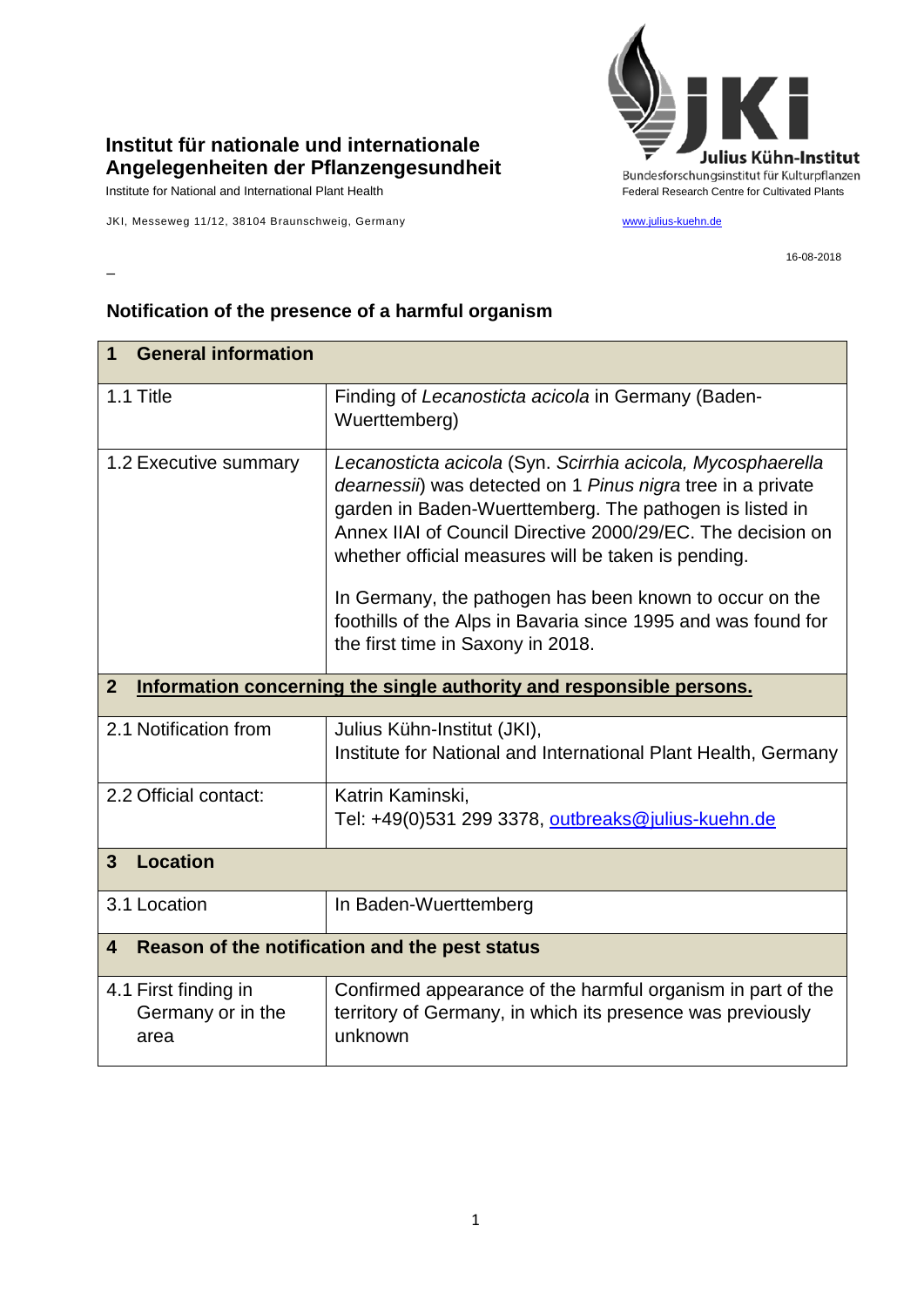**Institut für nationale und internationale Angelegenheiten der Pflanzengesundheit**
Institute for National and International Plant Health

JKI, Messeweg 11/12, 38104 Braunschweig, Germany

Julius Kühn-Institut
Bundesforschungsinstitut für Kulturpflanzen
Federal Research Centre for Cultivated Plants

www.julius-kuehn.de

16-08-2018

–

## Notification of the presence of a harmful organism

| **1 General information** | |
|---|---|
| 1.1 Title | Finding of *Lecanosticta acicola* in Germany (Baden-Wuerttemberg) |
| 1.2 Executive summary | *Lecanosticta acicola* (Syn. *Scirrhia acicola, Mycosphaerella dearnessii*) was detected on 1 *Pinus nigra* tree in a private garden in Baden-Wuerttemberg. The pathogen is listed in Annex IIAI of Council Directive 2000/29/EC. The decision on whether official measures will be taken is pending.<br><br>In Germany, the pathogen has been known to occur on the foothills of the Alps in Bavaria since 1995 and was found for the first time in Saxony in 2018. |
| **2 Information concerning the single authority and responsible persons.** | |
| 2.1 Notification from | Julius Kühn-Institut (JKI),<br>Institute for National and International Plant Health, Germany |
| 2.2 Official contact: | Katrin Kaminski,<br>Tel: +49(0)531 299 3378, outbreaks@julius-kuehn.de |
| **3 Location** | |
| 3.1 Location | In Baden-Wuerttemberg |
| **4 Reason of the notification and the pest status** | |
| 4.1 First finding in Germany or in the area | Confirmed appearance of the harmful organism in part of the territory of Germany, in which its presence was previously unknown |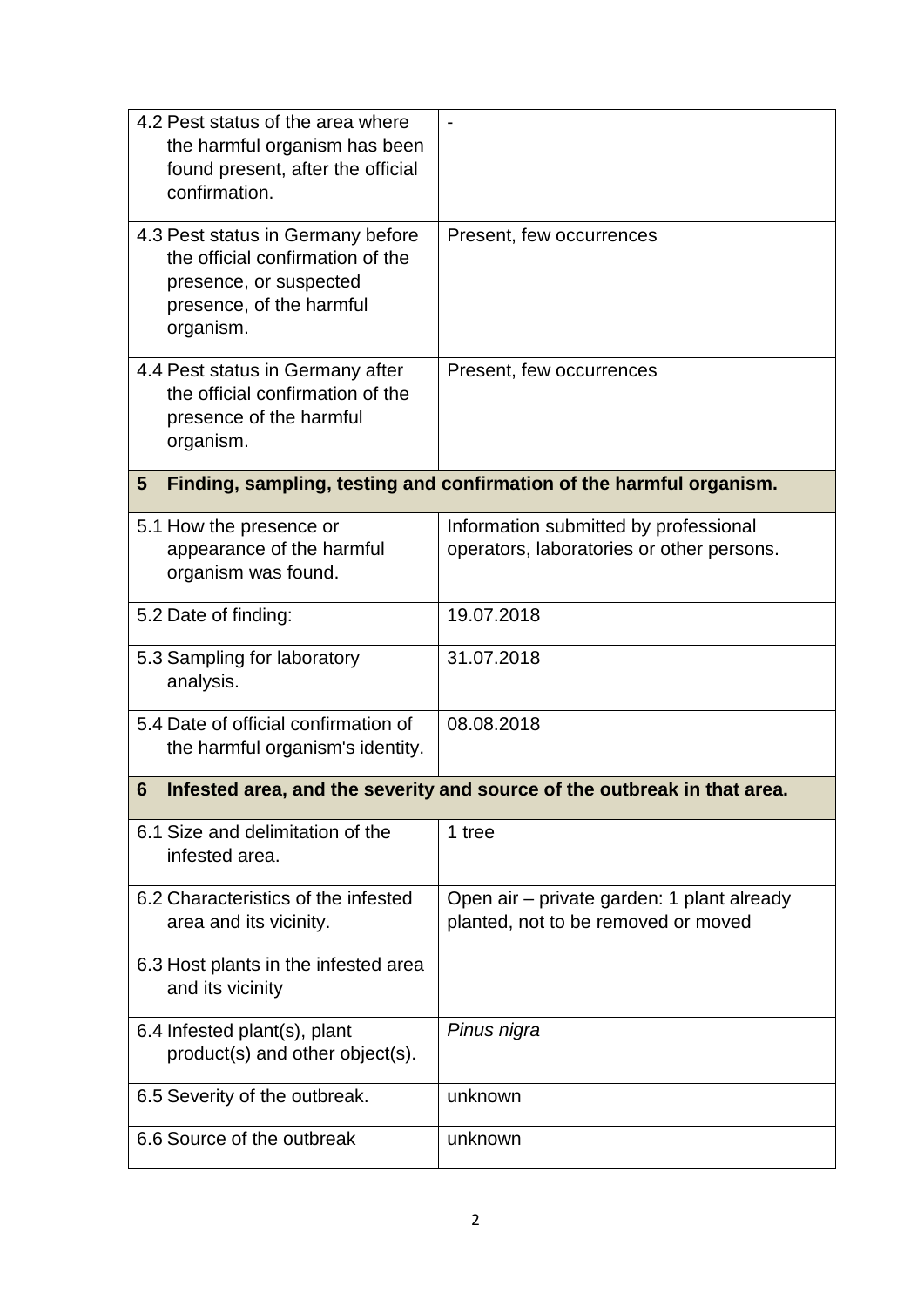| | |
|---|---|
| 4.2 Pest status of the area where the harmful organism has been found present, after the official confirmation. | - |
| 4.3 Pest status in Germany before the official confirmation of the presence, or suspected presence, of the harmful organism. | Present, few occurrences |
| 4.4 Pest status in Germany after the official confirmation of the presence of the harmful organism. | Present, few occurrences |
| **5 Finding, sampling, testing and confirmation of the harmful organism.** | |
| 5.1 How the presence or appearance of the harmful organism was found. | Information submitted by professional operators, laboratories or other persons. |
| 5.2 Date of finding: | 19.07.2018 |
| 5.3 Sampling for laboratory analysis. | 31.07.2018 |
| 5.4 Date of official confirmation of the harmful organism's identity. | 08.08.2018 |
| **6 Infested area, and the severity and source of the outbreak in that area.** | |
| 6.1 Size and delimitation of the infested area. | 1 tree |
| 6.2 Characteristics of the infested area and its vicinity. | Open air – private garden: 1 plant already planted, not to be removed or moved |
| 6.3 Host plants in the infested area and its vicinity | |
| 6.4 Infested plant(s), plant product(s) and other object(s). | *Pinus nigra* |
| 6.5 Severity of the outbreak. | unknown |
| 6.6 Source of the outbreak | unknown |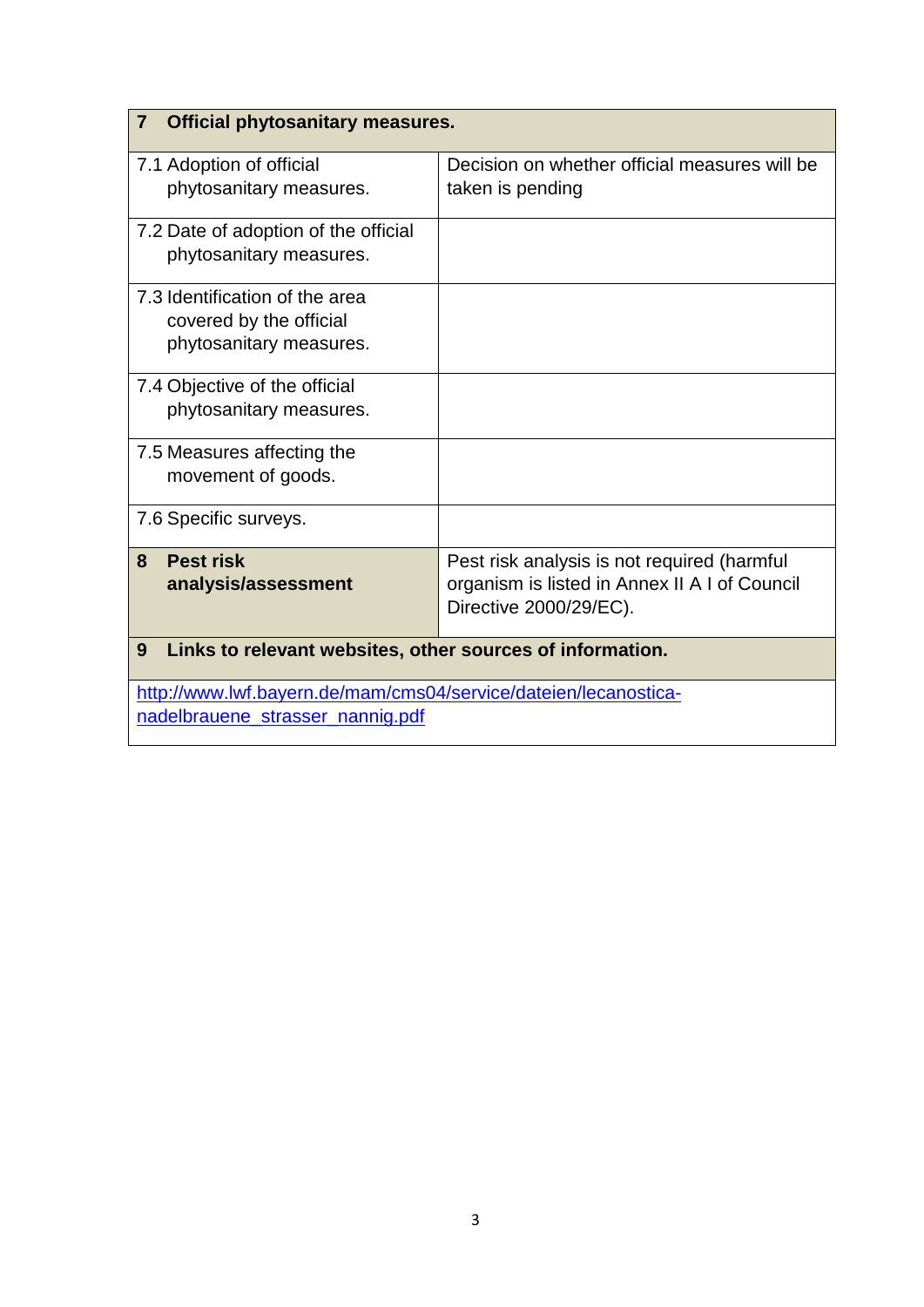| | |
|---|---|
| **7 Official phytosanitary measures.** | |
| 7.1 Adoption of official phytosanitary measures. | Decision on whether official measures will be taken is pending |
| 7.2 Date of adoption of the official phytosanitary measures. | |
| 7.3 Identification of the area covered by the official phytosanitary measures. | |
| 7.4 Objective of the official phytosanitary measures. | |
| 7.5 Measures affecting the movement of goods. | |
| 7.6 Specific surveys. | |
| **8 Pest risk analysis/assessment** | Pest risk analysis is not required (harmful organism is listed in Annex II A I of Council Directive 2000/29/EC). |
| **9 Links to relevant websites, other sources of information.** | |
| http://www.lwf.bayern.de/mam/cms04/service/dateien/lecanostica-nadelbrauene_strasser_nannig.pdf | |